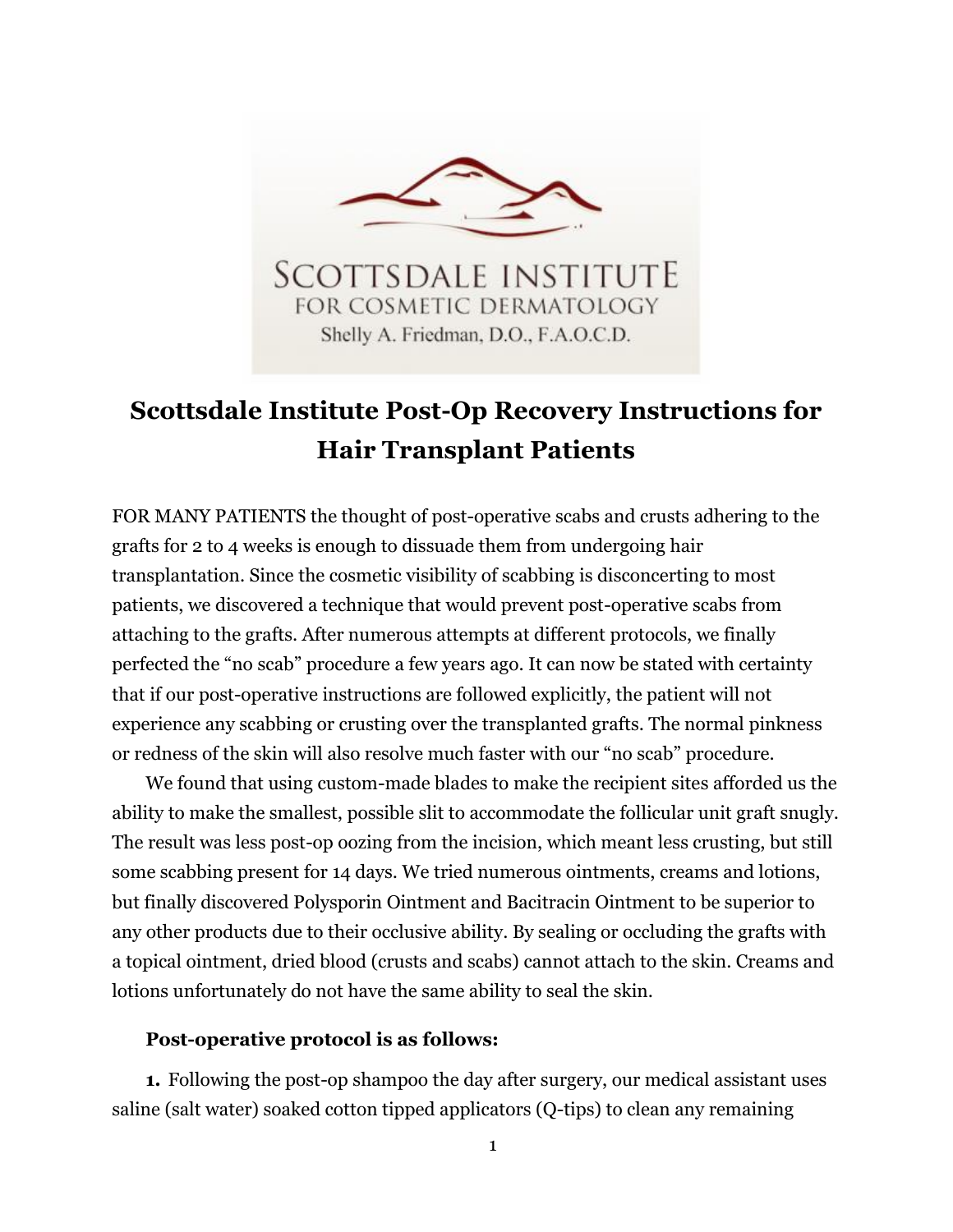SCOTTSDALE INSTITUTE
FOR COSMETIC DERMATOLOGY
Shelly A. Friedman, D.O., F.A.O.C.D.

# Scottsdale Institute Post-Op Recovery Instructions for Hair Transplant Patients

FOR MANY PATIENTS the thought of post-operative scabs and crusts adhering to the grafts for 2 to 4 weeks is enough to dissuade them from undergoing hair transplantation. Since the cosmetic visibility of scabbing is disconcerting to most patients, we discovered a technique that would prevent post-operative scabs from attaching to the grafts. After numerous attempts at different protocols, we finally perfected the "no scab" procedure a few years ago. It can now be stated with certainty that if our post-operative instructions are followed explicitly, the patient will not experience any scabbing or crusting over the transplanted grafts. The normal pinkness or redness of the skin will also resolve much faster with our "no scab" procedure.

We found that using custom-made blades to make the recipient sites afforded us the ability to make the smallest, possible slit to accommodate the follicular unit graft snugly. The result was less post-op oozing from the incision, which meant less crusting, but still some scabbing present for 14 days. We tried numerous ointments, creams and lotions, but finally discovered Polysporin Ointment and Bacitracin Ointment to be superior to any other products due to their occlusive ability. By sealing or occluding the grafts with a topical ointment, dried blood (crusts and scabs) cannot attach to the skin. Creams and lotions unfortunately do not have the same ability to seal the skin.

**Post-operative protocol is as follows:**

**1.** Following the post-op shampoo the day after surgery, our medical assistant uses saline (salt water) soaked cotton tipped applicators (Q-tips) to clean any remaining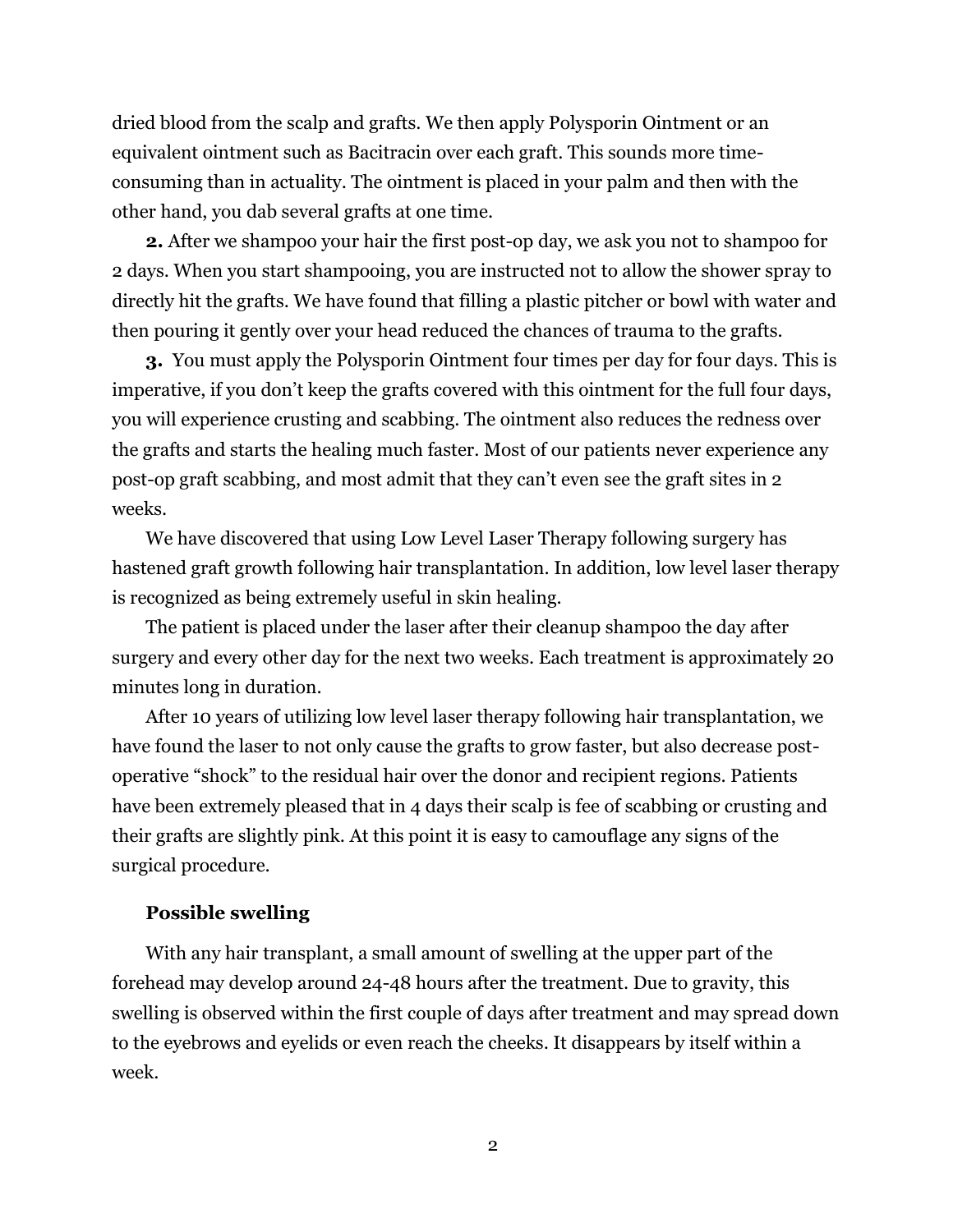dried blood from the scalp and grafts. We then apply Polysporin Ointment or an equivalent ointment such as Bacitracin over each graft. This sounds more time-consuming than in actuality. The ointment is placed in your palm and then with the other hand, you dab several grafts at one time.

**2.** After we shampoo your hair the first post-op day, we ask you not to shampoo for 2 days. When you start shampooing, you are instructed not to allow the shower spray to directly hit the grafts. We have found that filling a plastic pitcher or bowl with water and then pouring it gently over your head reduced the chances of trauma to the grafts.

**3.** You must apply the Polysporin Ointment four times per day for four days. This is imperative, if you don't keep the grafts covered with this ointment for the full four days, you will experience crusting and scabbing. The ointment also reduces the redness over the grafts and starts the healing much faster. Most of our patients never experience any post-op graft scabbing, and most admit that they can't even see the graft sites in 2 weeks.

We have discovered that using Low Level Laser Therapy following surgery has hastened graft growth following hair transplantation. In addition, low level laser therapy is recognized as being extremely useful in skin healing.

The patient is placed under the laser after their cleanup shampoo the day after surgery and every other day for the next two weeks. Each treatment is approximately 20 minutes long in duration.

After 10 years of utilizing low level laser therapy following hair transplantation, we have found the laser to not only cause the grafts to grow faster, but also decrease post-operative "shock" to the residual hair over the donor and recipient regions. Patients have been extremely pleased that in 4 days their scalp is fee of scabbing or crusting and their grafts are slightly pink. At this point it is easy to camouflage any signs of the surgical procedure.

**Possible swelling**

With any hair transplant, a small amount of swelling at the upper part of the forehead may develop around 24-48 hours after the treatment. Due to gravity, this swelling is observed within the first couple of days after treatment and may spread down to the eyebrows and eyelids or even reach the cheeks. It disappears by itself within a week.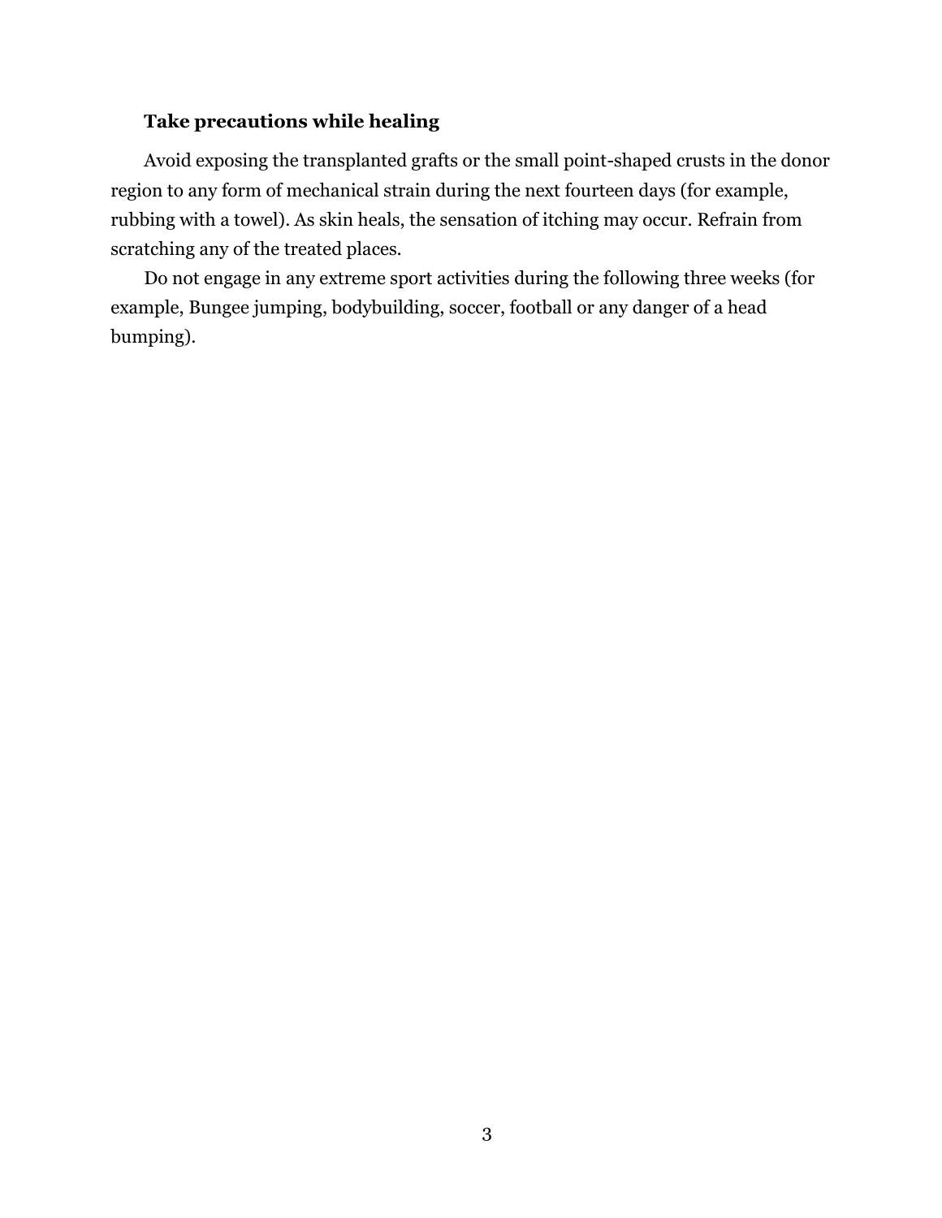**Take precautions while healing**

Avoid exposing the transplanted grafts or the small point-shaped crusts in the donor region to any form of mechanical strain during the next fourteen days (for example, rubbing with a towel). As skin heals, the sensation of itching may occur. Refrain from scratching any of the treated places.

Do not engage in any extreme sport activities during the following three weeks (for example, Bungee jumping, bodybuilding, soccer, football or any danger of a head bumping).